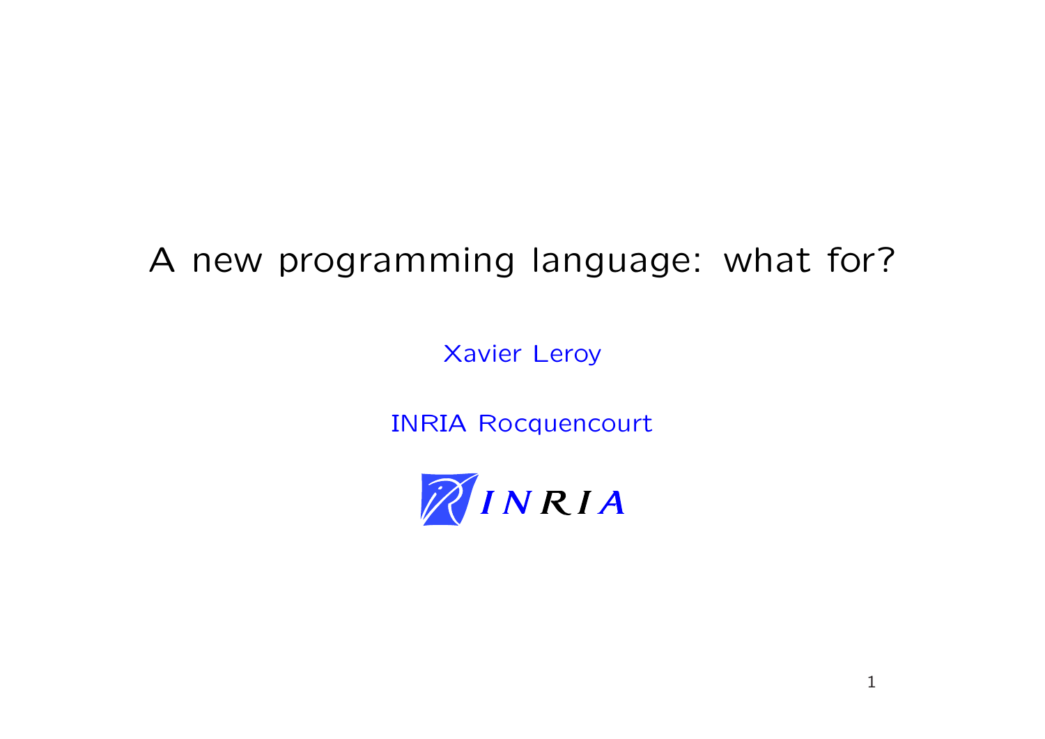# A new programming language: what for?

Xavier Leroy

INRIA Rocquencourt

INRIA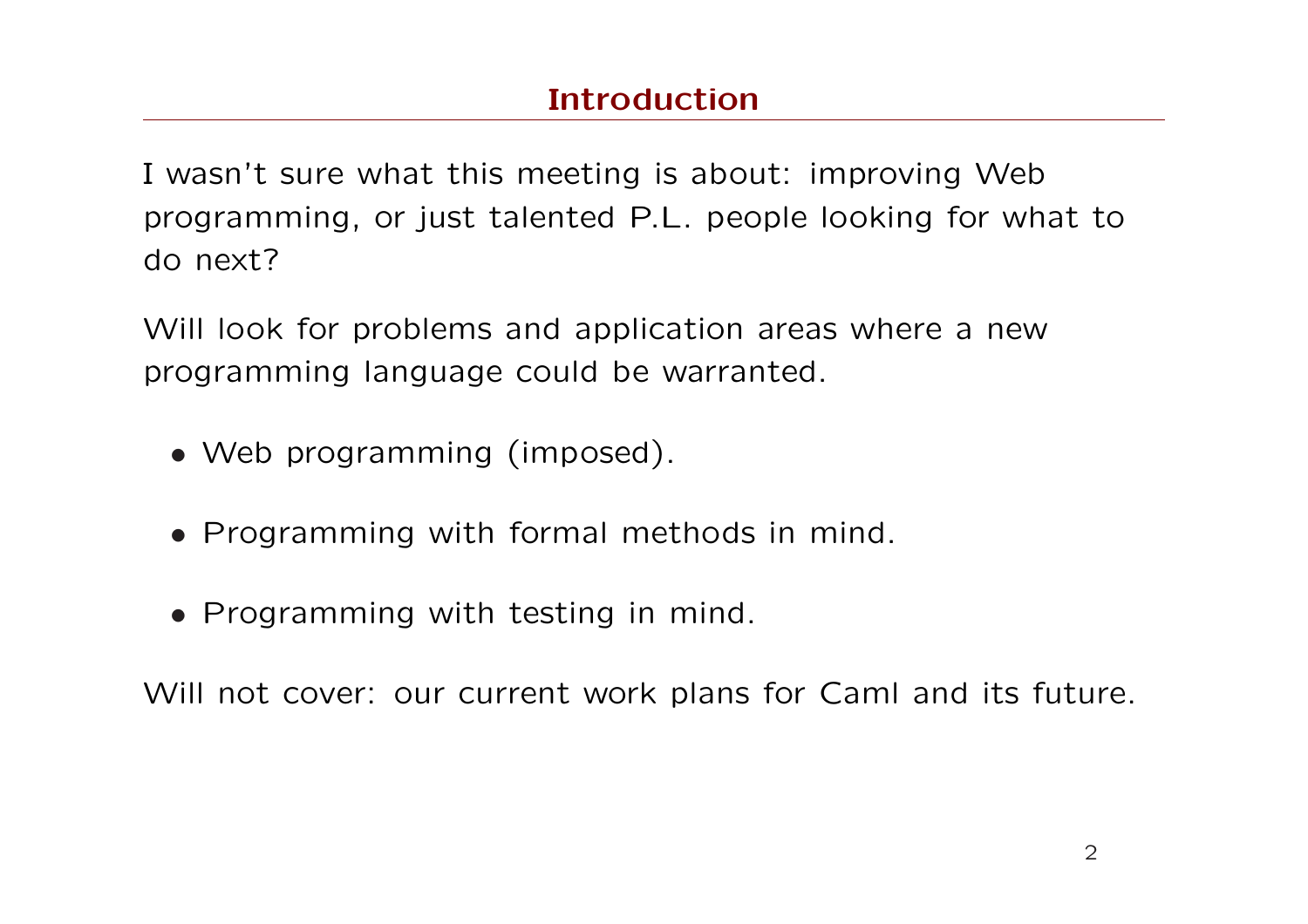## Introduction

I wasn't sure what this meeting is about: improving Web programming, or just talented P.L. people looking for what to do next?

Will look for problems and application areas where a new programming language could be warranted.

- Web programming (imposed).
- Programming with formal methods in mind.
- Programming with testing in mind.

Will not cover: our current work plans for Caml and its future.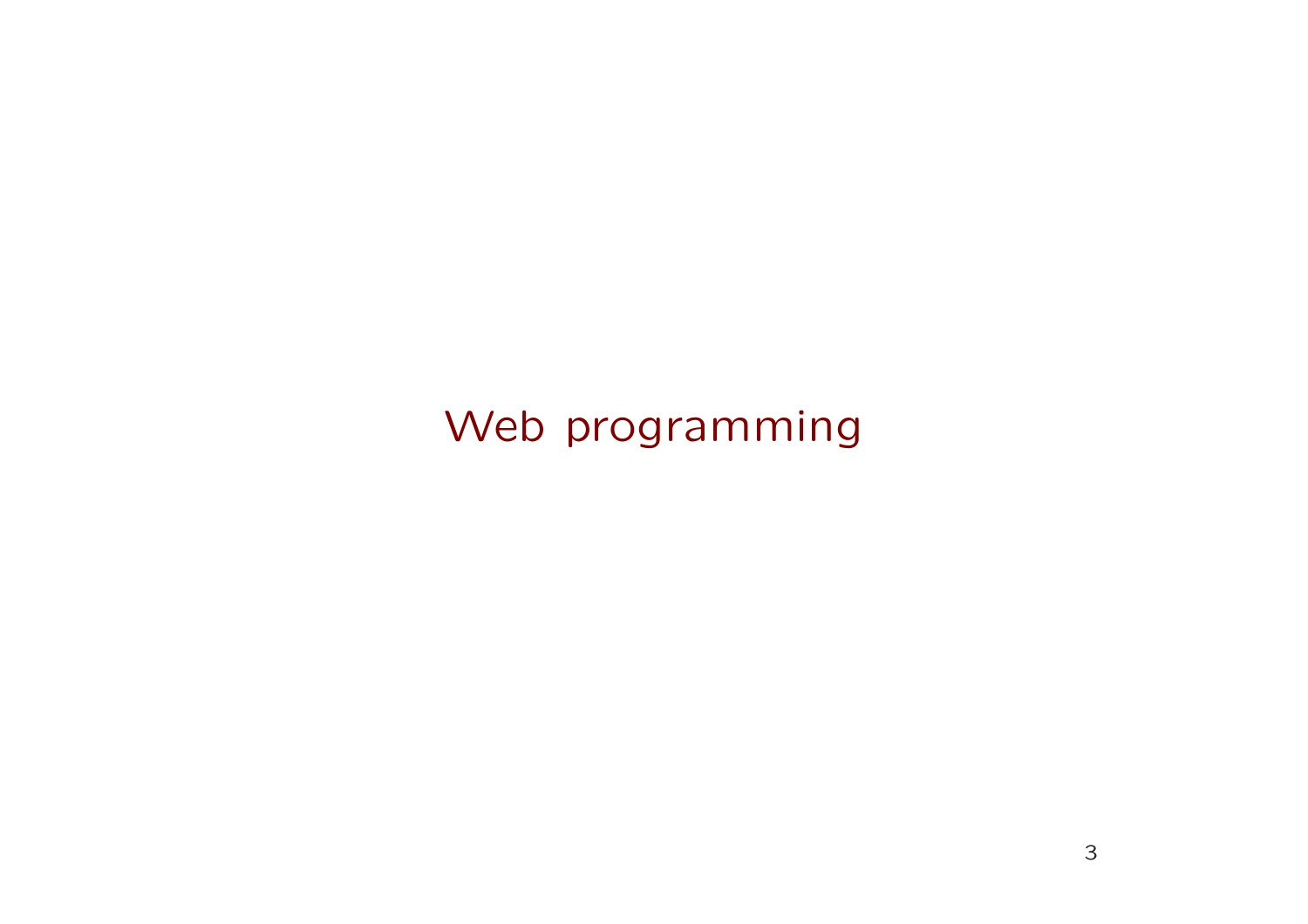# Web programming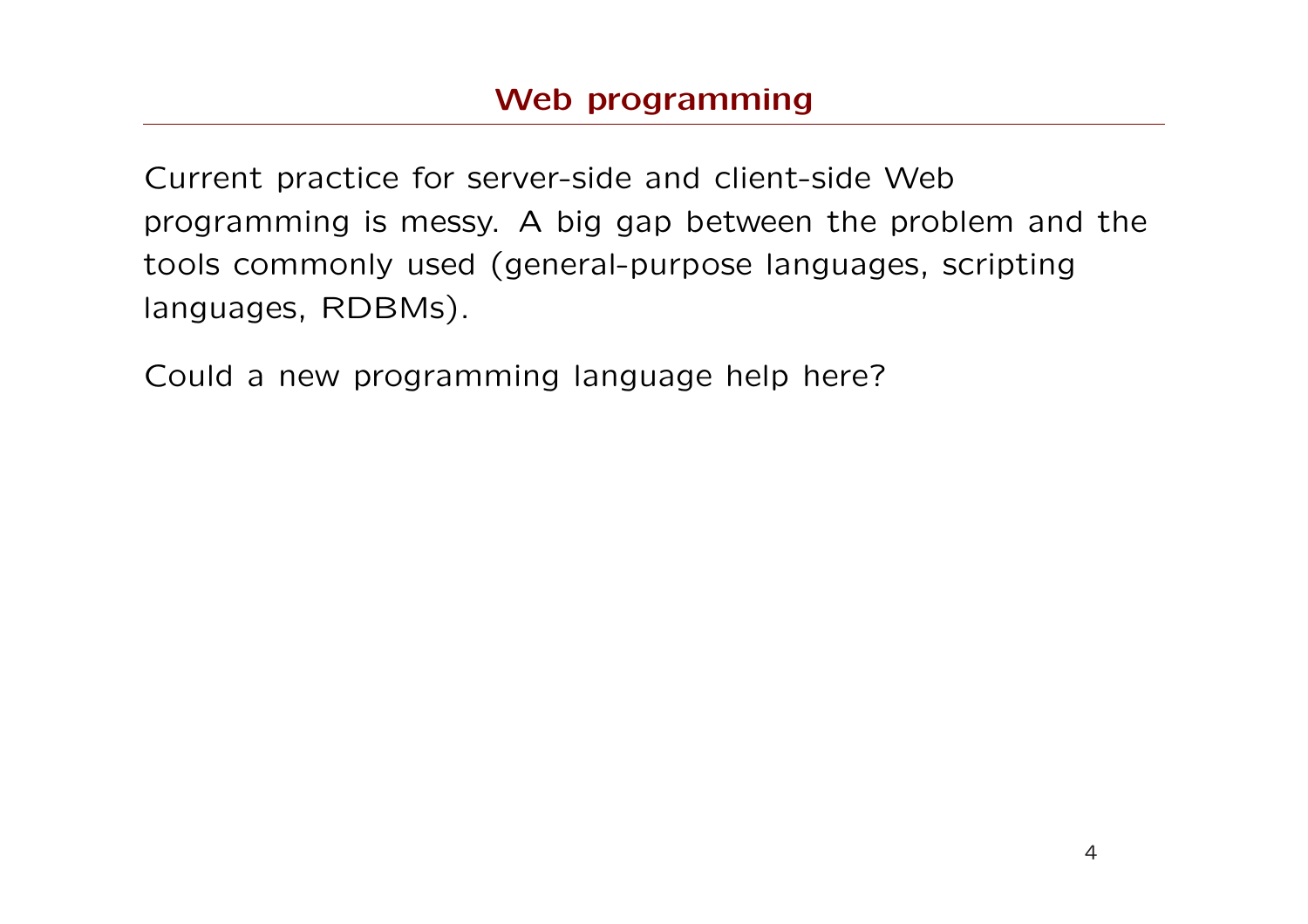## Web programming

Current practice for server-side and client-side Web programming is messy. A big gap between the problem and the tools commonly used (general-purpose languages, scripting languages, RDBMs).

Could a new programming language help here?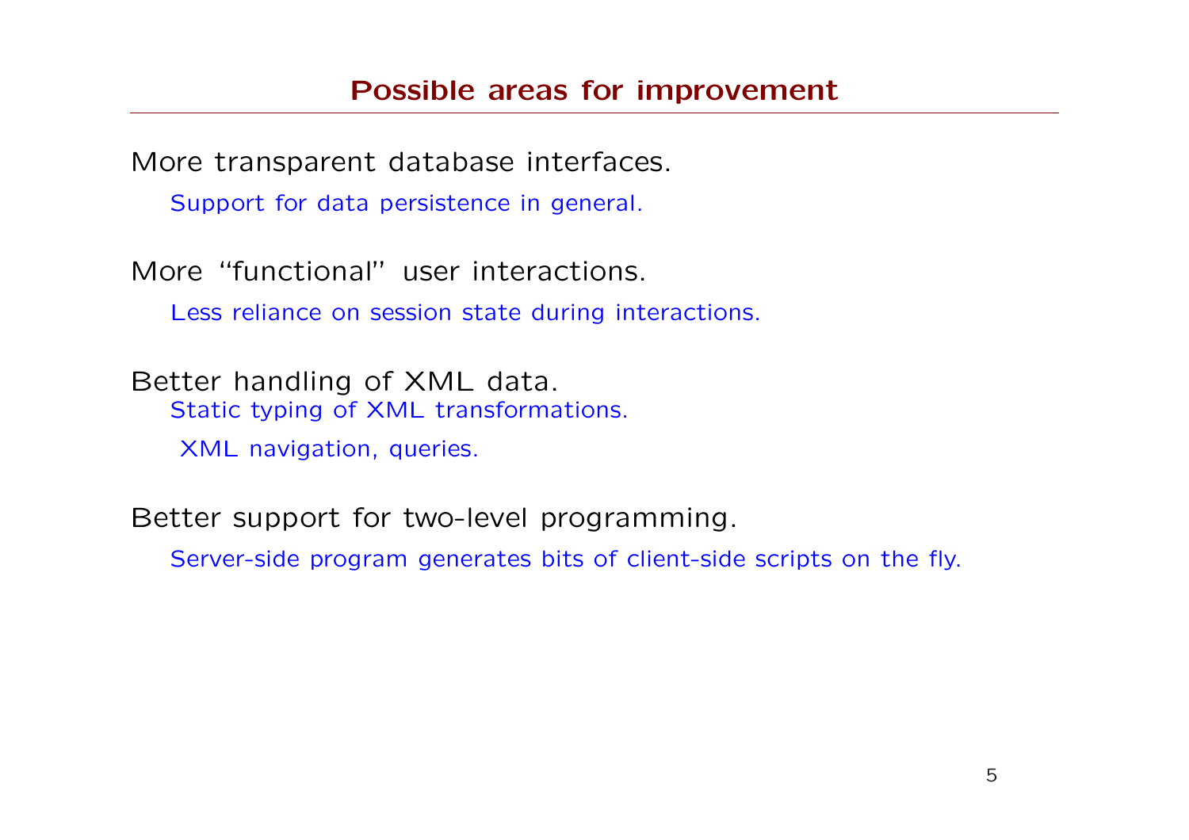# Possible areas for improvement

More transparent database interfaces.

Support for data persistence in general.

More "functional" user interactions.

Less reliance on session state during interactions.

Better handling of XML data.

Static typing of XML transformations.

XML navigation, queries.

Better support for two-level programming.

Server-side program generates bits of client-side scripts on the fly.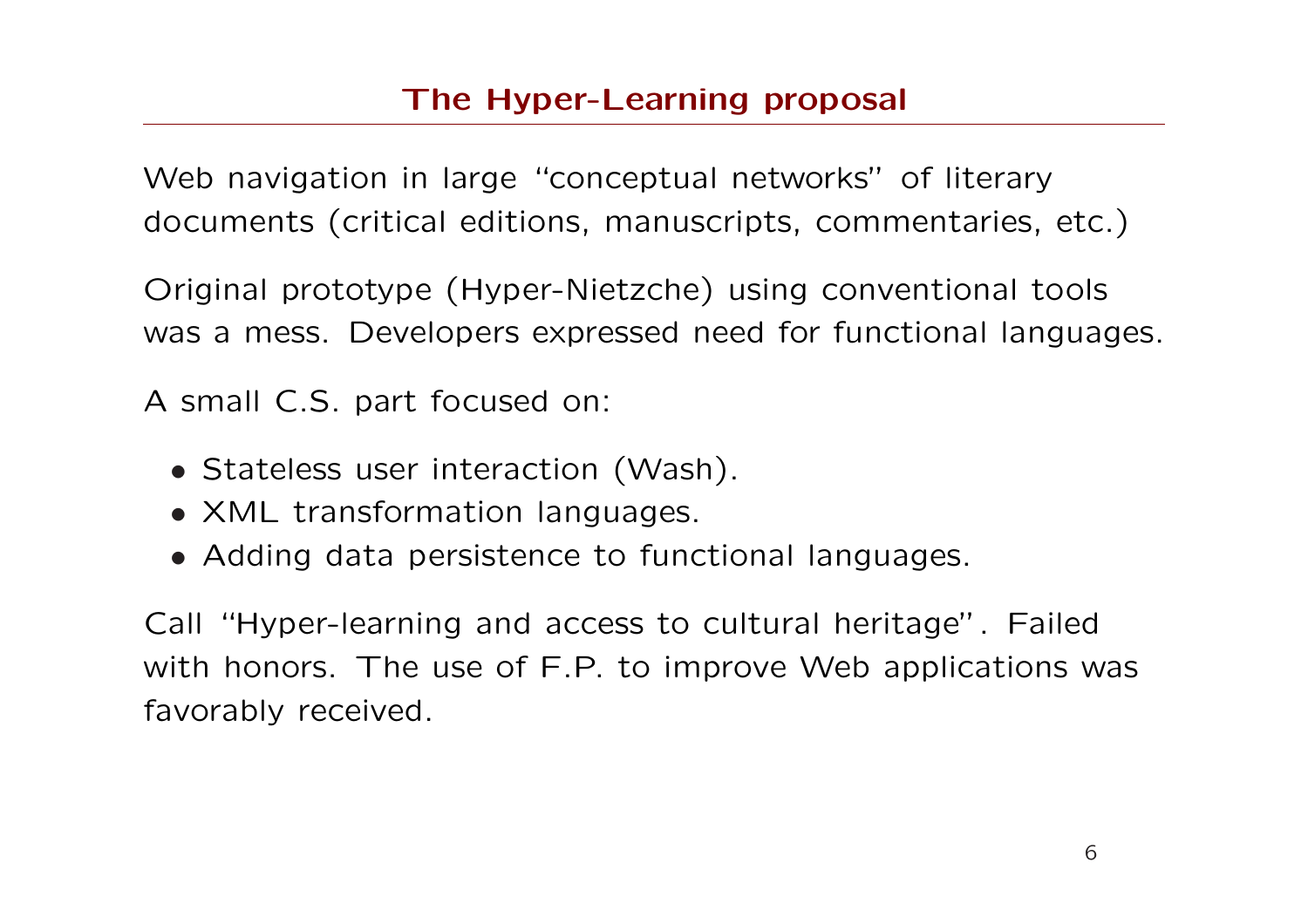## The Hyper-Learning proposal

Web navigation in large "conceptual networks" of literary documents (critical editions, manuscripts, commentaries, etc.)

Original prototype (Hyper-Nietzche) using conventional tools was a mess. Developers expressed need for functional languages.

A small C.S. part focused on:

- Stateless user interaction (Wash).
- XML transformation languages.
- Adding data persistence to functional languages.

Call "Hyper-learning and access to cultural heritage". Failed with honors. The use of F.P. to improve Web applications was favorably received.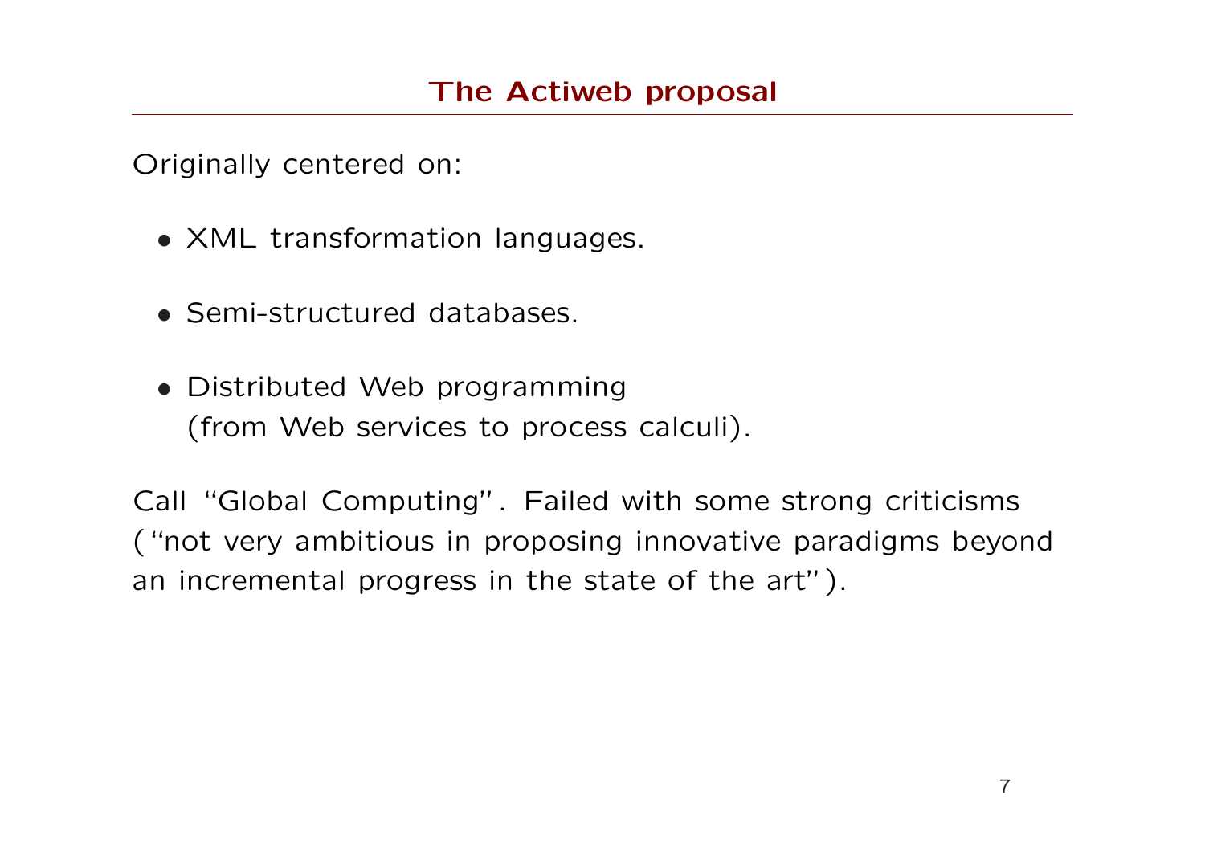## The Actiweb proposal

Originally centered on:

- XML transformation languages.
- Semi-structured databases.
- Distributed Web programming (from Web services to process calculi).

Call "Global Computing". Failed with some strong criticisms ("not very ambitious in proposing innovative paradigms beyond an incremental progress in the state of the art").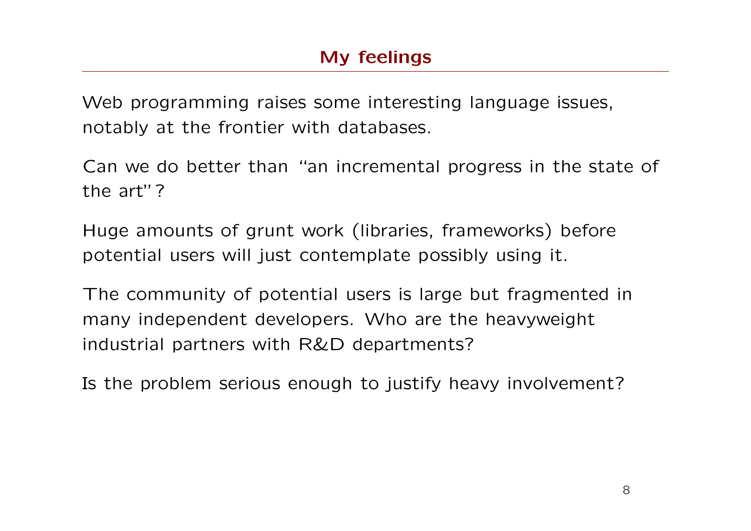# My feelings

Web programming raises some interesting language issues, notably at the frontier with databases.

Can we do better than "an incremental progress in the state of the art"?

Huge amounts of grunt work (libraries, frameworks) before potential users will just contemplate possibly using it.

The community of potential users is large but fragmented in many independent developers. Who are the heavyweight industrial partners with R&D departments?

Is the problem serious enough to justify heavy involvement?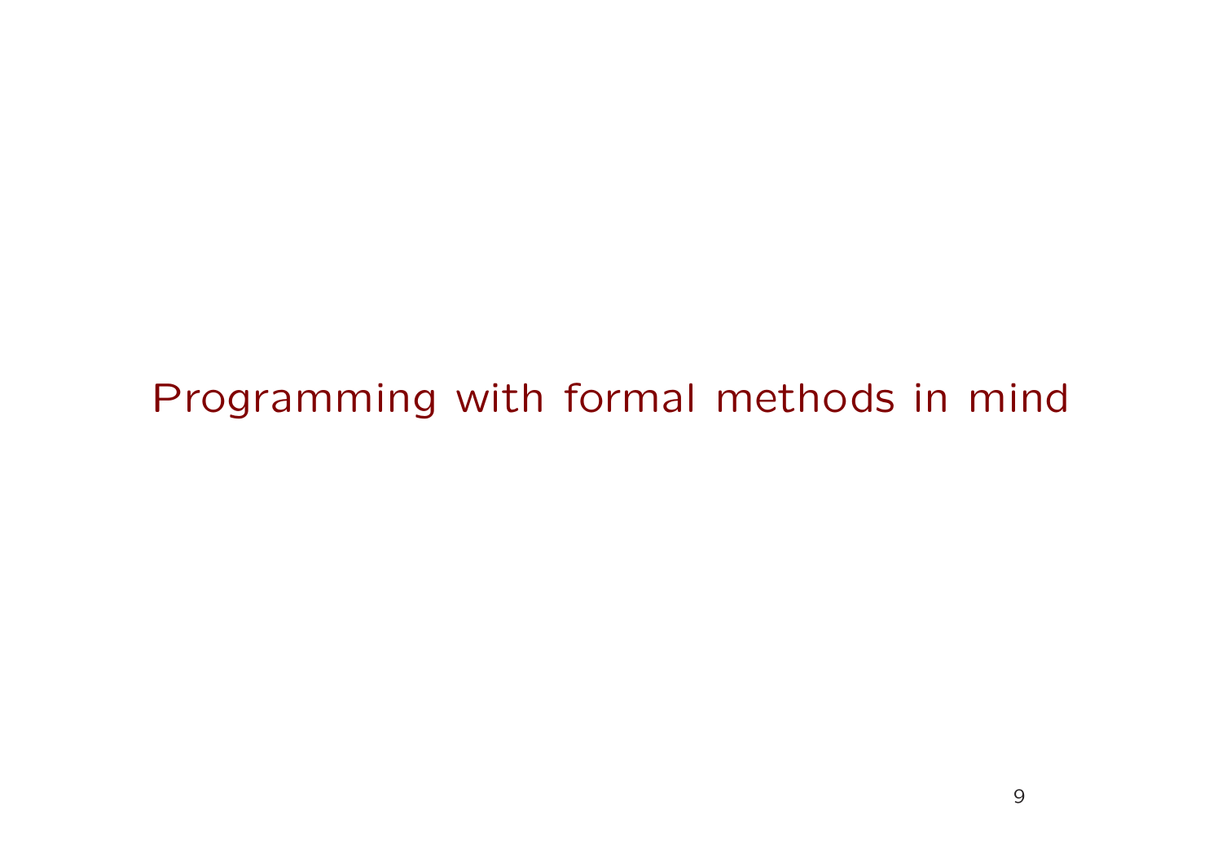# Programming with formal methods in mind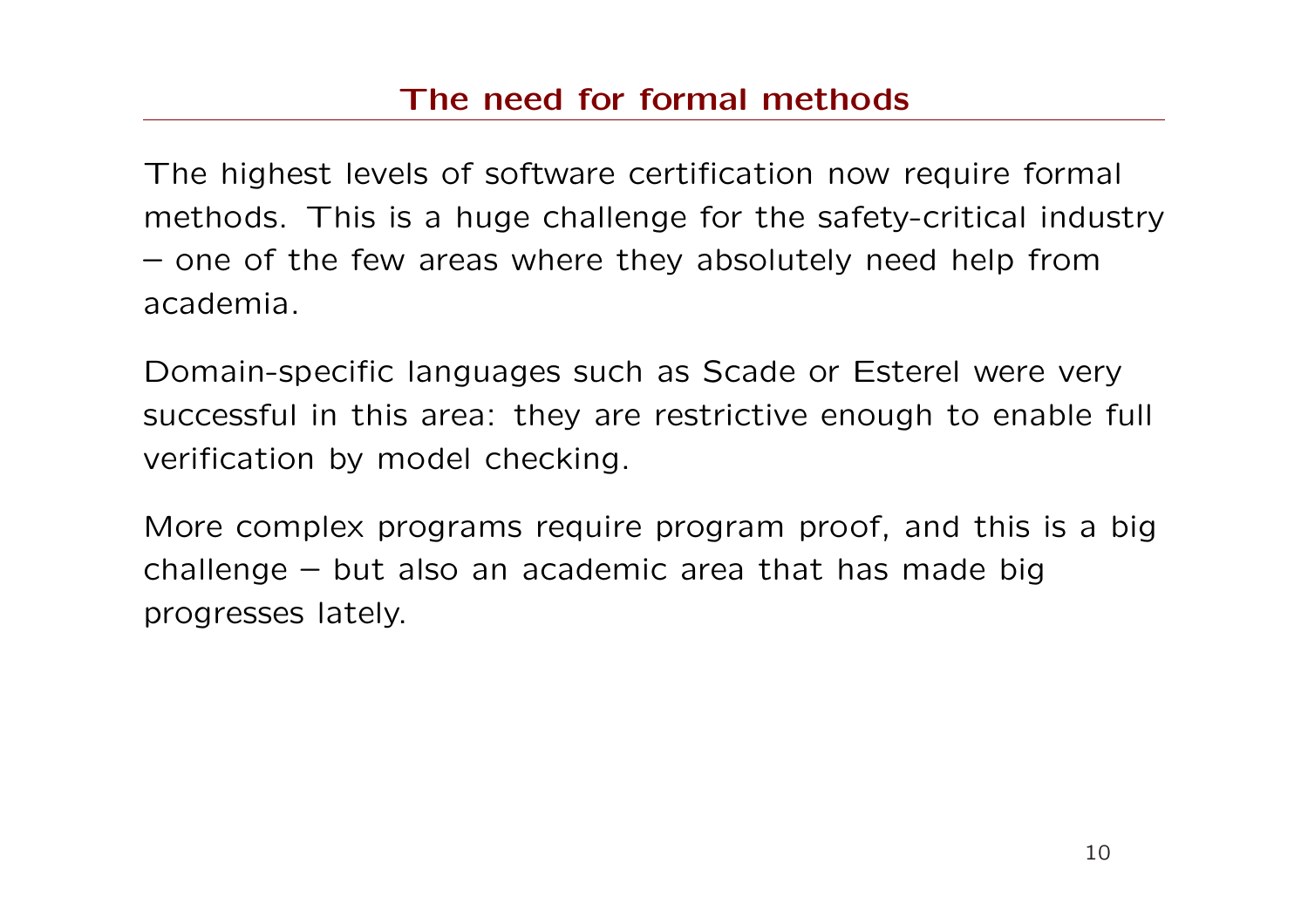## The need for formal methods

The highest levels of software certification now require formal methods. This is a huge challenge for the safety-critical industry – one of the few areas where they absolutely need help from academia.

Domain-specific languages such as Scade or Esterel were very successful in this area: they are restrictive enough to enable full verification by model checking.

More complex programs require program proof, and this is a big challenge – but also an academic area that has made big progresses lately.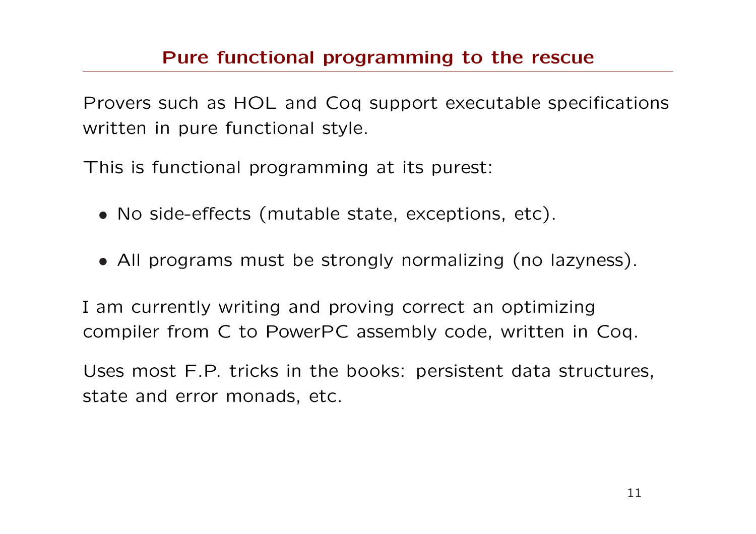## Pure functional programming to the rescue

Provers such as HOL and Coq support executable specifications written in pure functional style.

This is functional programming at its purest:

- No side-effects (mutable state, exceptions, etc).
- All programs must be strongly normalizing (no lazyness).

I am currently writing and proving correct an optimizing compiler from C to PowerPC assembly code, written in Coq.

Uses most F.P. tricks in the books: persistent data structures, state and error monads, etc.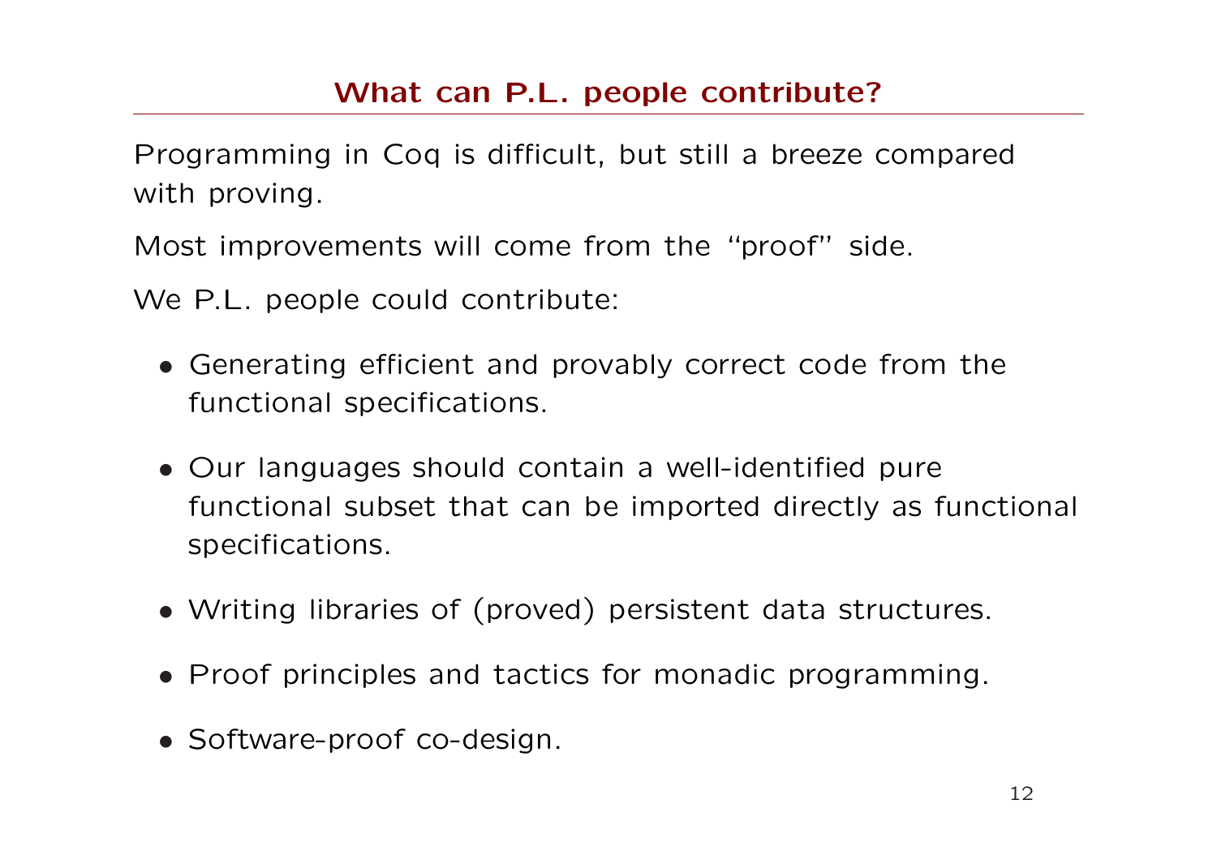## What can P.L. people contribute?

Programming in Coq is difficult, but still a breeze compared with proving.

Most improvements will come from the "proof" side.

We P.L. people could contribute:

- Generating efficient and provably correct code from the functional specifications.
- Our languages should contain a well-identified pure functional subset that can be imported directly as functional specifications.
- Writing libraries of (proved) persistent data structures.
- Proof principles and tactics for monadic programming.
- Software-proof co-design.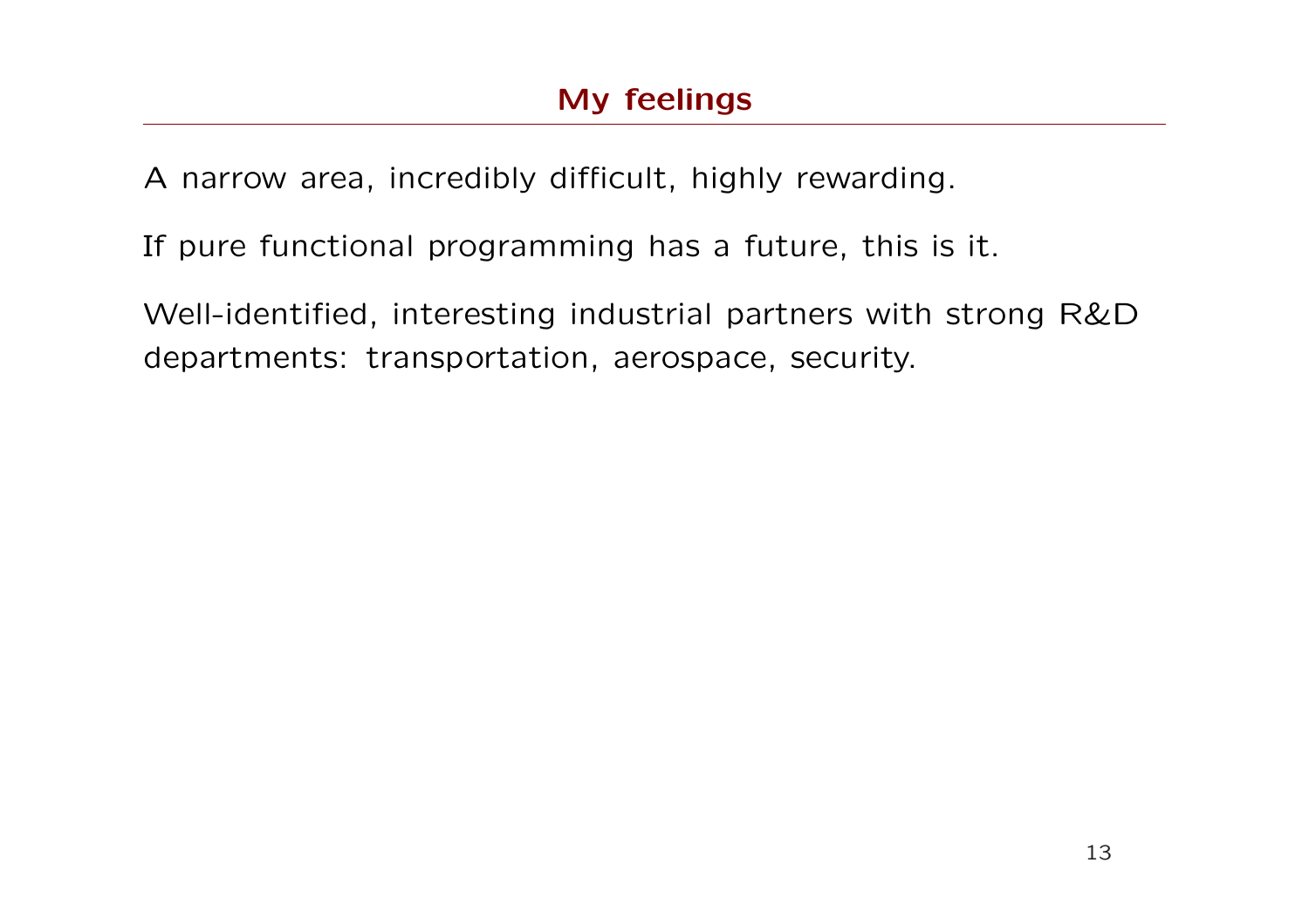## My feelings

A narrow area, incredibly difficult, highly rewarding.

If pure functional programming has a future, this is it.

Well-identified, interesting industrial partners with strong R&D departments: transportation, aerospace, security.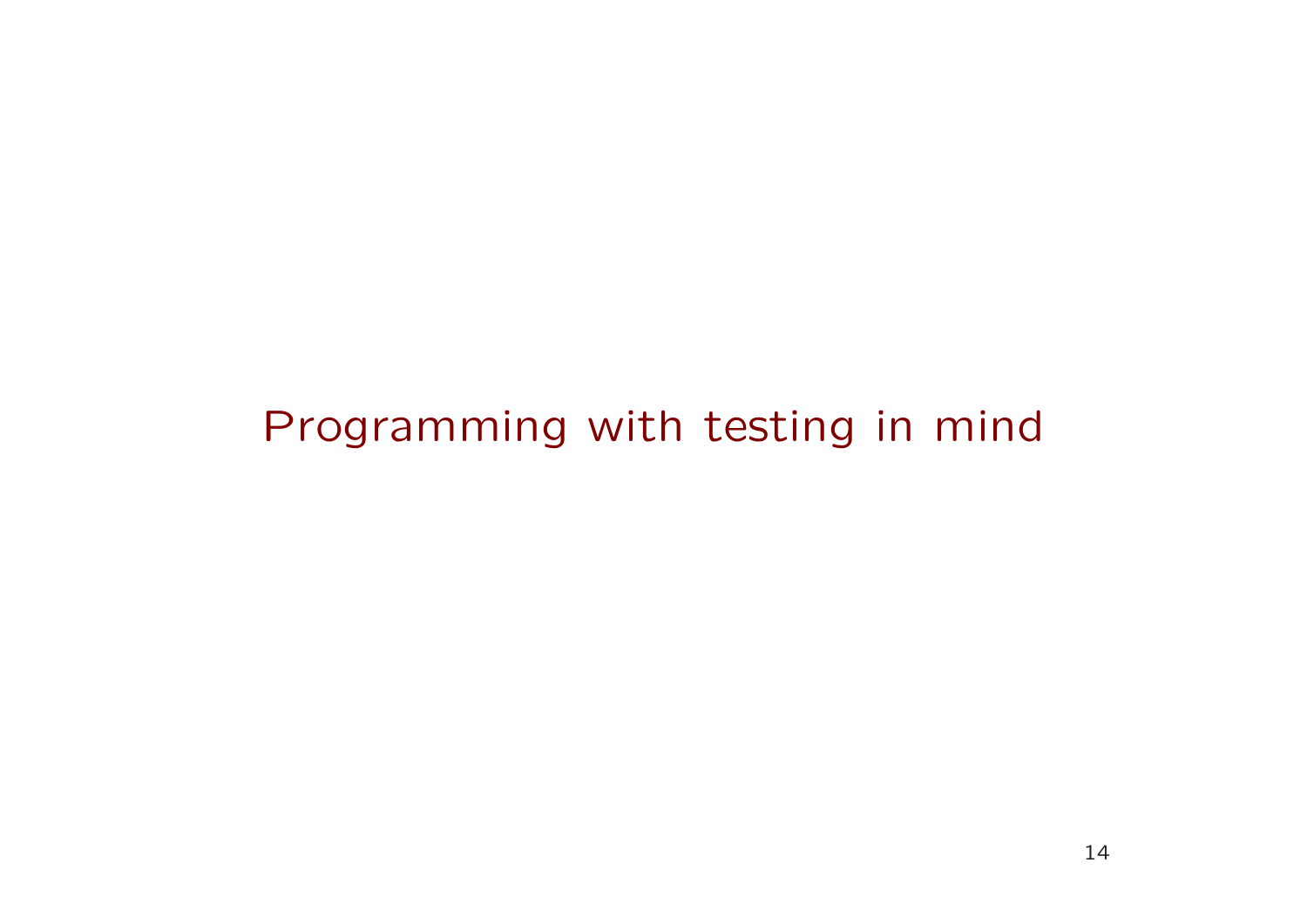# Programming with testing in mind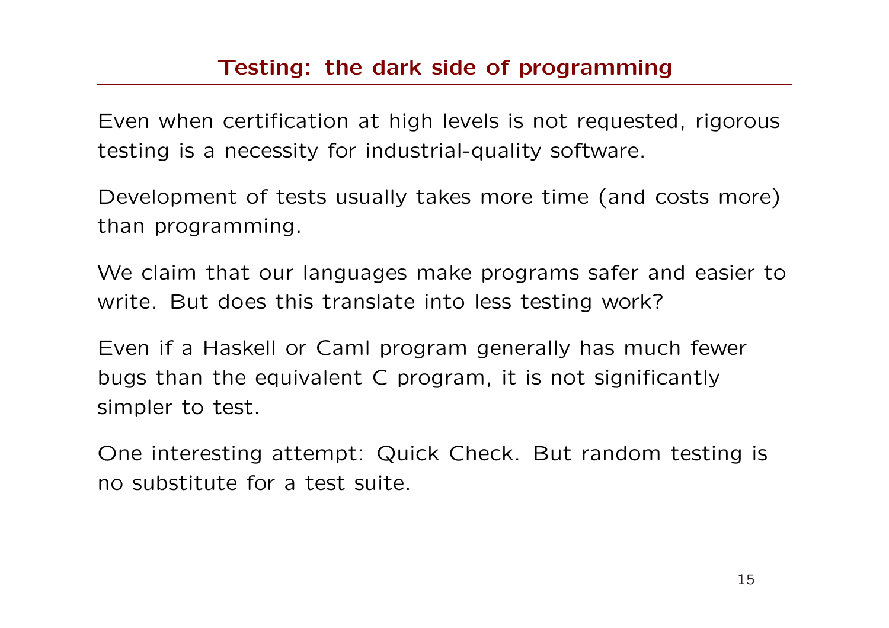## Testing: the dark side of programming

Even when certification at high levels is not requested, rigorous testing is a necessity for industrial-quality software.

Development of tests usually takes more time (and costs more) than programming.

We claim that our languages make programs safer and easier to write. But does this translate into less testing work?

Even if a Haskell or Caml program generally has much fewer bugs than the equivalent C program, it is not significantly simpler to test.

One interesting attempt: Quick Check. But random testing is no substitute for a test suite.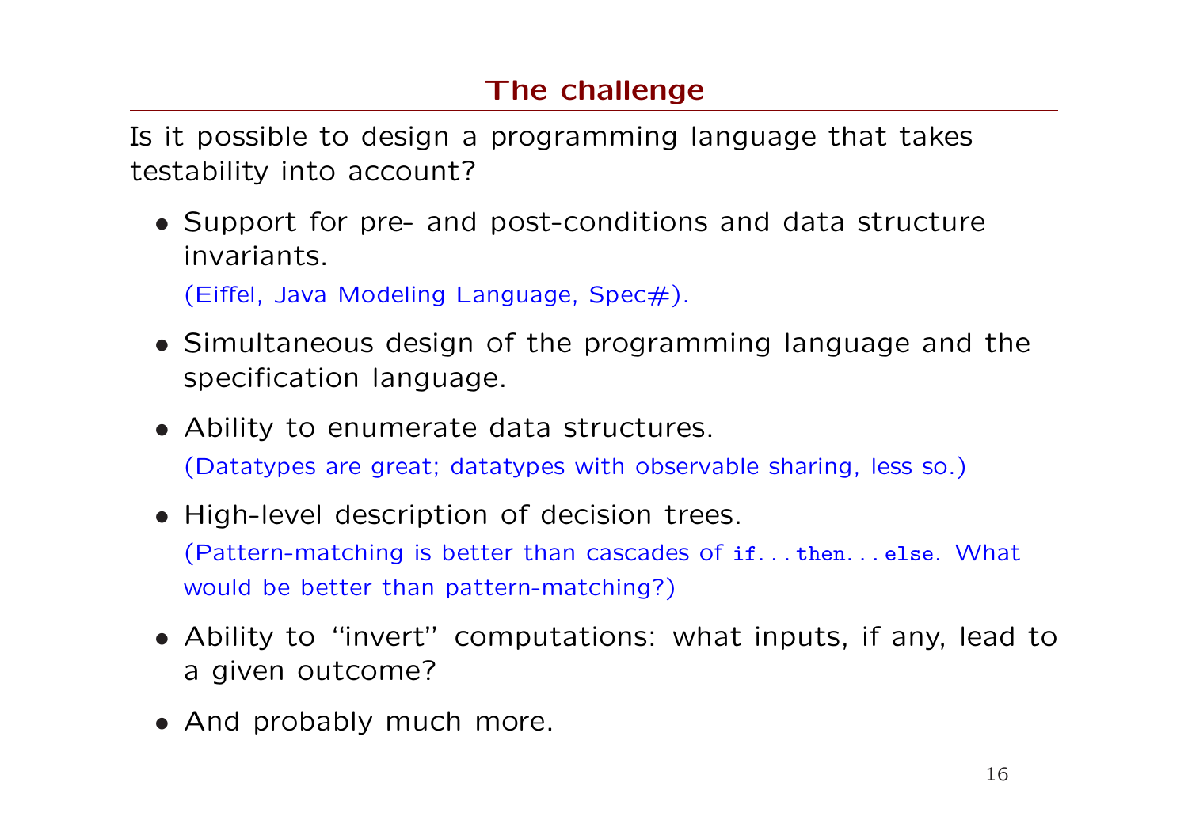## The challenge

Is it possible to design a programming language that takes testability into account?

- Support for pre- and post-conditions and data structure invariants.

  (Eiffel, Java Modeling Language, Spec#).

- Simultaneous design of the programming language and the specification language.

- Ability to enumerate data structures.

  (Datatypes are great; datatypes with observable sharing, less so.)

- High-level description of decision trees.

  (Pattern-matching is better than cascades of `if...then...else`. What would be better than pattern-matching?)

- Ability to "invert" computations: what inputs, if any, lead to a given outcome?

- And probably much more.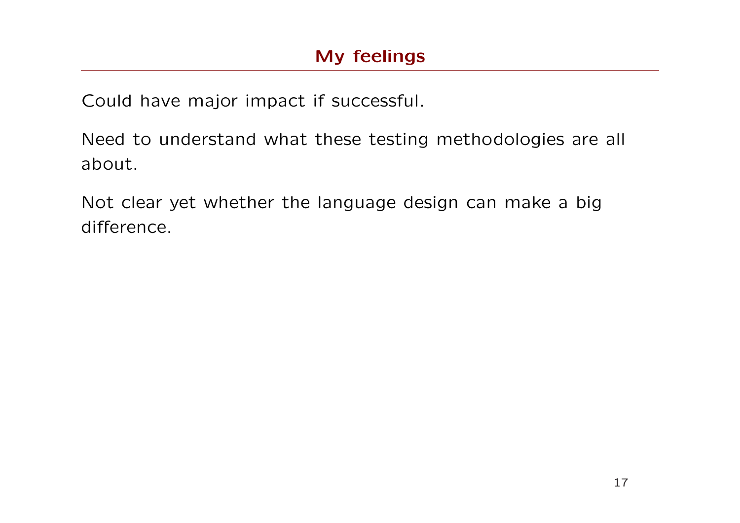## My feelings

Could have major impact if successful.

Need to understand what these testing methodologies are all about.

Not clear yet whether the language design can make a big difference.